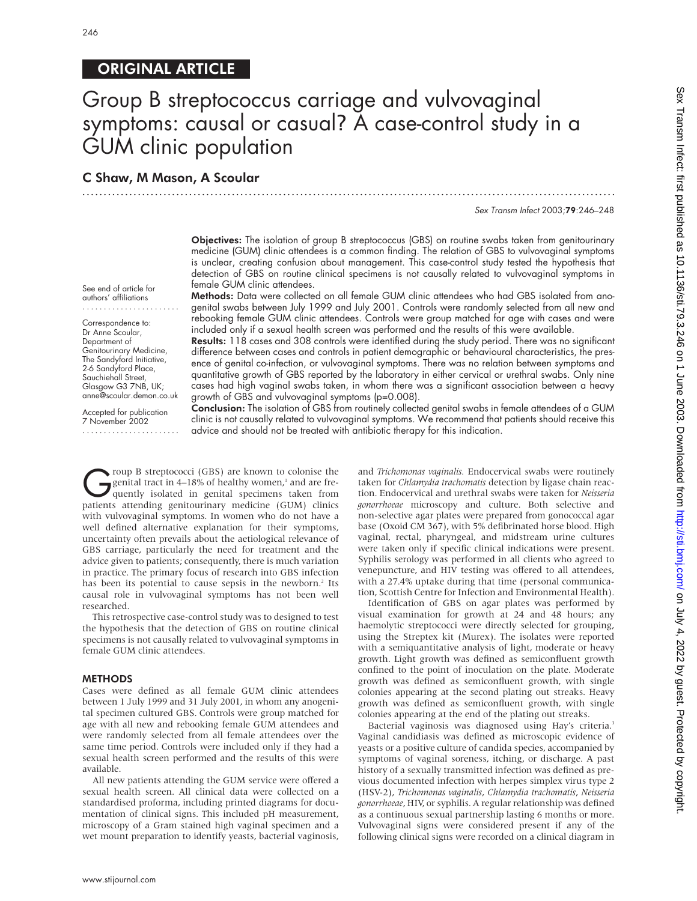ORIGINAL ARTICLE

# Group B streptococcus carriage and vulvovaginal symptoms: causal or casual? A case-control study in a GUM clinic population

## C Shaw, M Mason, A Scoular

See end of article for authors' affiliations

Correspondence to: Dr Anne Scoular, Department of Genitourinary Medicine, The Sandyford Initiative, 2-6 Sandyford Place, Sauchiehall Street, Glasgow G3 7NB, UK; anne@scoular.demon.co.uk

Accepted for publication 7 November 2002

**Objectives:** The isolation of group B streptococcus (GBS) on routine swabs taken from genitourinary medicine (GUM) clinic attendees is a common finding. The relation of GBS to vulvovaginal symptoms is unclear, creating confusion about management. This case-control study tested the hypothesis that detection of GBS on routine clinical specimens is not causally related to vulvovaginal symptoms in female GUM clinic attendees.

**Methods:** Data were collected on all female GUM clinic attendees who had GBS isolated from anogenital swabs between July 1999 and July 2001. Controls were randomly selected from all new and rebooking female GUM clinic attendees. Controls were group matched for age with cases and were included only if a sexual health screen was performed and the results of this were available.

**Results:** 118 cases and 308 controls were identified during the study period. There was no significant difference between cases and controls in patient demographic or behavioural characteristics, the presence of genital co-infection, or vulvovaginal symptoms. There was no relation between symptoms and quantitative growth of GBS reported by the laboratory in either cervical or urethral swabs. Only nine cases had high vaginal swabs taken, in whom there was a significant association between a heavy growth of GBS and vulvovaginal symptoms (p=0.008).

**Conclusion:** The isolation of GBS from routinely collected genital swabs in female attendees of a GUM clinic is not causally related to vulvovaginal symptoms. We recommend that patients should receive this advice and should not be treated with antibiotic therapy for this indication.

Group B streptococci (GBS) are known to colonise the genital tract in 4–18% of healthy women,[1] and are frequently isolated in genital specimens taken from patients attending genitourinary medicine (GUM) clinics with vulvovaginal symptoms. In women who do not have a well defined alternative explanation for their symptoms, uncertainty often prevails about the aetiological relevance of GBS carriage, particularly the need for treatment and the advice given to patients; consequently, there is much variation in practice. The primary focus of research into GBS infection has been its potential to cause sepsis in the newborn.[2] Its causal role in vulvovaginal symptoms has not been well researched.

This retrospective case-control study was to designed to test the hypothesis that the detection of GBS on routine clinical specimens is not causally related to vulvovaginal symptoms in female GUM clinic attendees.

## METHODS

Cases were defined as all female GUM clinic attendees between 1 July 1999 and 31 July 2001, in whom any anogenital specimen cultured GBS. Controls were group matched for age with all new and rebooking female GUM attendees and were randomly selected from all female attendees over the same time period. Controls were included only if they had a sexual health screen performed and the results of this were available.

All new patients attending the GUM service were offered a sexual health screen. All clinical data were collected on a standardised proforma, including printed diagrams for documentation of clinical signs. This included pH measurement, microscopy of a Gram stained high vaginal specimen and a wet mount preparation to identify yeasts, bacterial vaginosis, and *Trichomonas vaginalis*. Endocervical swabs were routinely taken for *Chlamydia trachomatis* detection by ligase chain reaction. Endocervical and urethral swabs were taken for *Neisseria gonorrhoeae* microscopy and culture. Both selective and non-selective agar plates were prepared from gonococcal agar base (Oxoid CM 367), with 5% defibrinated horse blood. High vaginal, rectal, pharyngeal, and midstream urine cultures were taken only if specific clinical indications were present. Syphilis serology was performed in all clients who agreed to venepuncture, and HIV testing was offered to all attendees, with a 27.4% uptake during that time (personal communication, Scottish Centre for Infection and Environmental Health).

Identification of GBS on agar plates was performed by visual examination for growth at 24 and 48 hours; any haemolytic streptococci were directly selected for grouping, using the Streptex kit (Murex). The isolates were reported with a semiquantitative analysis of light, moderate or heavy growth. Light growth was defined as semiconfluent growth confined to the point of inoculation on the plate. Moderate growth was defined as semiconfluent growth, with single colonies appearing at the second plating out streaks. Heavy growth was defined as semiconfluent growth, with single colonies appearing at the end of the plating out streaks.

Bacterial vaginosis was diagnosed using Hay's criteria.[3] Vaginal candidiasis was defined as microscopic evidence of yeasts or a positive culture of candida species, accompanied by symptoms of vaginal soreness, itching, or discharge. A past history of a sexually transmitted infection was defined as previous documented infection with herpes simplex virus type 2 (HSV-2), *Trichomonas vaginalis*, *Chlamydia trachomatis*, *Neisseria gonorrhoeae*, HIV, or syphilis. A regular relationship was defined as a continuous sexual partnership lasting 6 months or more. Vulvovaginal signs were considered present if any of the following clinical signs were recorded on a clinical diagram in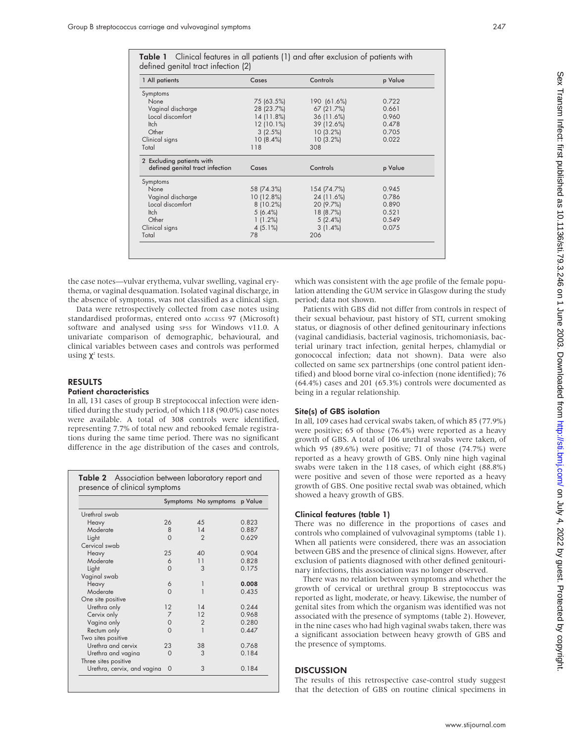**Table 1** Clinical features in all patients (1) and after exclusion of patients with defined genital tract infection (2)

| 1 All patients | Cases | Controls | p Value |
|---|---|---|---|
| Symptoms | | | |
| None | 75 (63.5%) | 190 (61.6%) | 0.722 |
| Vaginal discharge | 28 (23.7%) | 67 (21.7%) | 0.661 |
| Local discomfort | 14 (11.8%) | 36 (11.6%) | 0.960 |
| Itch | 12 (10.1%) | 39 (12.6%) | 0.478 |
| Other | 3 (2.5%) | 10 (3.2%) | 0.705 |
| Clinical signs | 10 (8.4%) | 10 (3.2%) | 0.022 |
| Total | 118 | 308 | |
| **2 Excluding patients with defined genital tract infection** | **Cases** | **Controls** | **p Value** |
| Symptoms | | | |
| None | 58 (74.3%) | 154 (74.7%) | 0.945 |
| Vaginal discharge | 10 (12.8%) | 24 (11.6%) | 0.786 |
| Local discomfort | 8 (10.2%) | 20 (9.7%) | 0.890 |
| Itch | 5 (6.4%) | 18 (8.7%) | 0.521 |
| Other | 1 (1.2%) | 5 (2.4%) | 0.549 |
| Clinical signs | 4 (5.1%) | 3 (1.4%) | 0.075 |
| Total | 78 | 206 | |

the case notes—vulvar erythema, vulvar swelling, vaginal erythema, or vaginal desquamation. Isolated vaginal discharge, in the absence of symptoms, was not classified as a clinical sign.

Data were retrospectively collected from case notes using standardised proformas, entered onto ACCESS 97 (Microsoft) software and analysed using SPSS for Windows v11.0. A univariate comparison of demographic, behavioural, and clinical variables between cases and controls was performed using $\chi^2$ tests.

## RESULTS

### Patient characteristics

In all, 131 cases of group B streptococcal infection were identified during the study period, of which 118 (90.0%) case notes were available. A total of 308 controls were identified, representing 7.7% of total new and rebooked female registrations during the same time period. There was no significant difference in the age distribution of the cases and controls, which was consistent with the age profile of the female population attending the GUM service in Glasgow during the study period; data not shown.

Patients with GBS did not differ from controls in respect of their sexual behaviour, past history of STI, current smoking status, or diagnosis of other defined genitourinary infections (vaginal candidiasis, bacterial vaginosis, trichomoniasis, bacterial urinary tract infection, genital herpes, chlamydial or gonococcal infection; data not shown). Data were also collected on same sex partnerships (one control patient identified) and blood borne viral co-infection (none identified); 76 (64.4%) cases and 201 (65.3%) controls were documented as being in a regular relationship.

**Table 2** Association between laboratory report and presence of clinical symptoms

| | Symptoms | No symptoms | p Value |
|---|---|---|---|
| Urethral swab | | | |
| Heavy | 26 | 45 | 0.823 |
| Moderate | 8 | 14 | 0.887 |
| Light | 0 | 2 | 0.629 |
| Cervical swab | | | |
| Heavy | 25 | 40 | 0.904 |
| Moderate | 6 | 11 | 0.828 |
| Light | 0 | 3 | 0.175 |
| Vaginal swab | | | |
| Heavy | 6 | 1 | **0.008** |
| Moderate | 0 | 1 | 0.435 |
| One site positive | | | |
| Urethra only | 12 | 14 | 0.244 |
| Cervix only | 7 | 12 | 0.968 |
| Vagina only | 0 | 2 | 0.280 |
| Rectum only | 0 | 1 | 0.447 |
| Two sites positive | | | |
| Urethra and cervix | 23 | 38 | 0.768 |
| Urethra and vagina | 0 | 3 | 0.184 |
| Three sites positive | | | |
| Urethra, cervix, and vagina | 0 | 3 | 0.184 |

### Site(s) of GBS isolation

In all, 109 cases had cervical swabs taken, of which 85 (77.9%) were positive; 65 of those (76.4%) were reported as a heavy growth of GBS. A total of 106 urethral swabs were taken, of which 95 (89.6%) were positive; 71 of those (74.7%) were reported as a heavy growth of GBS. Only nine high vaginal swabs were taken in the 118 cases, of which eight (88.8%) were positive and seven of those were reported as a heavy growth of GBS. One positive rectal swab was obtained, which showed a heavy growth of GBS.

### Clinical features (table 1)

There was no difference in the proportions of cases and controls who complained of vulvovaginal symptoms (table 1). When all patients were considered, there was an association between GBS and the presence of clinical signs. However, after exclusion of patients diagnosed with other defined genitourinary infections, this association was no longer observed.

There was no relation between symptoms and whether the growth of cervical or urethral group B streptococcus was reported as light, moderate, or heavy. Likewise, the number of genital sites from which the organism was identified was not associated with the presence of symptoms (table 2). However, in the nine cases who had high vaginal swabs taken, there was a significant association between heavy growth of GBS and the presence of symptoms.

## DISCUSSION

The results of this retrospective case-control study suggest that the detection of GBS on routine clinical specimens in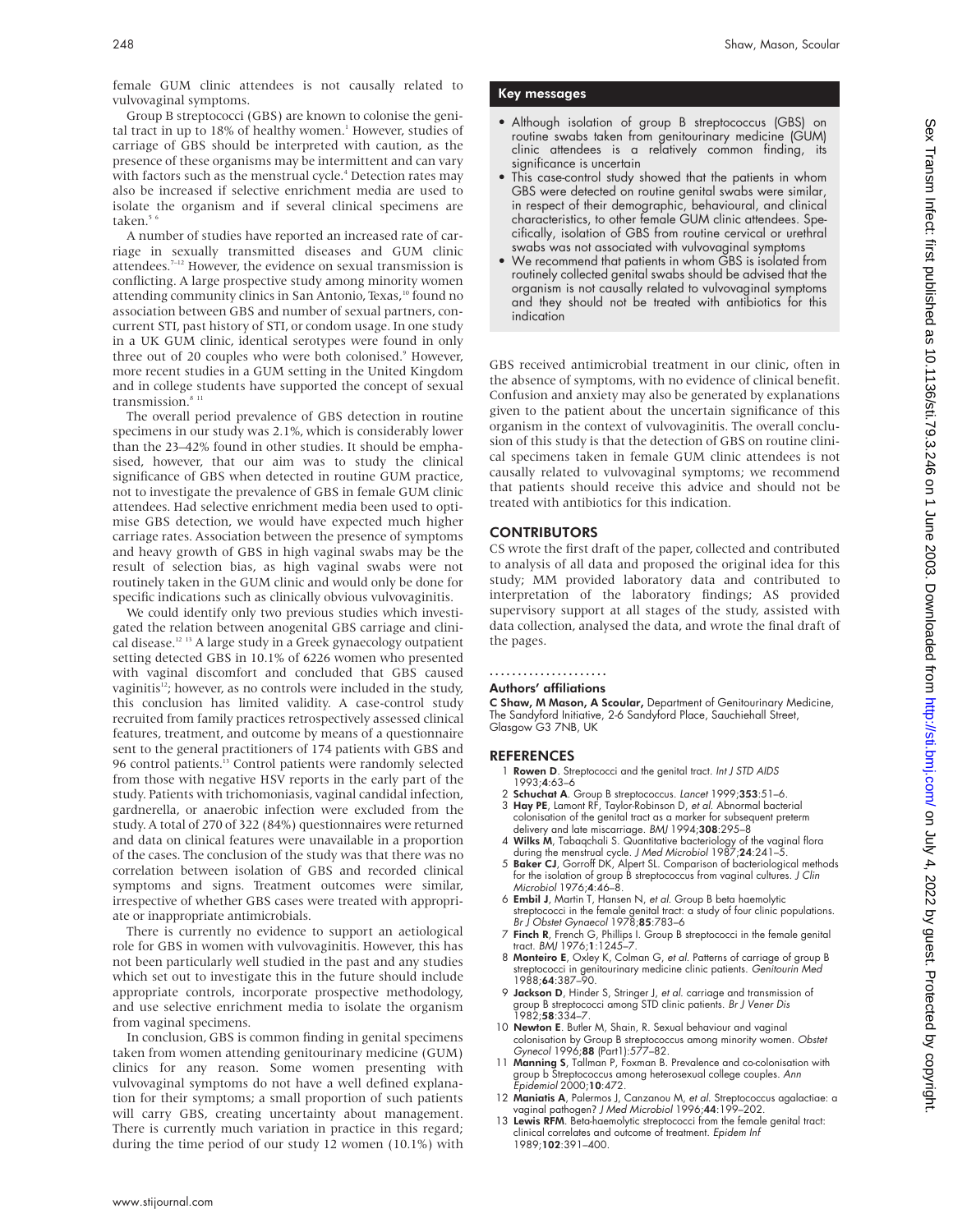female GUM clinic attendees is not causally related to vulvovaginal symptoms.

Group B streptococci (GBS) are known to colonise the genital tract in up to 18% of healthy women.[1] However, studies of carriage of GBS should be interpreted with caution, as the presence of these organisms may be intermittent and can vary with factors such as the menstrual cycle.[4] Detection rates may also be increased if selective enrichment media are used to isolate the organism and if several clinical specimens are taken.[5 6]

A number of studies have reported an increased rate of carriage in sexually transmitted diseases and GUM clinic attendees.[7–12] However, the evidence on sexual transmission is conflicting. A large prospective study among minority women attending community clinics in San Antonio, Texas,[10] found no association between GBS and number of sexual partners, concurrent STI, past history of STI, or condom usage. In one study in a UK GUM clinic, identical serotypes were found in only three out of 20 couples who were both colonised.[9] However, more recent studies in a GUM setting in the United Kingdom and in college students have supported the concept of sexual transmission.[8 11]

The overall period prevalence of GBS detection in routine specimens in our study was 2.1%, which is considerably lower than the 23–42% found in other studies. It should be emphasised, however, that our aim was to study the clinical significance of GBS when detected in routine GUM practice, not to investigate the prevalence of GBS in female GUM clinic attendees. Had selective enrichment media been used to optimise GBS detection, we would have expected much higher carriage rates. Association between the presence of symptoms and heavy growth of GBS in high vaginal swabs may be the result of selection bias, as high vaginal swabs were not routinely taken in the GUM clinic and would only be done for specific indications such as clinically obvious vulvovaginitis.

We could identify only two previous studies which investigated the relation between anogenital GBS carriage and clinical disease.[12 13] A large study in a Greek gynaecology outpatient setting detected GBS in 10.1% of 6226 women who presented with vaginal discomfort and concluded that GBS caused vaginitis[12]; however, as no controls were included in the study, this conclusion has limited validity. A case-control study recruited from family practices retrospectively assessed clinical features, treatment, and outcome by means of a questionnaire sent to the general practitioners of 174 patients with GBS and 96 control patients.[13] Control patients were randomly selected from those with negative HSV reports in the early part of the study. Patients with trichomoniasis, vaginal candidal infection, gardnerella, or anaerobic infection were excluded from the study. A total of 270 of 322 (84%) questionnaires were returned and data on clinical features were unavailable in a proportion of the cases. The conclusion of the study was that there was no correlation between isolation of GBS and recorded clinical symptoms and signs. Treatment outcomes were similar, irrespective of whether GBS cases were treated with appropriate or inappropriate antimicrobials.

There is currently no evidence to support an aetiological role for GBS in women with vulvovaginitis. However, this has not been particularly well studied in the past and any studies which set out to investigate this in the future should include appropriate controls, incorporate prospective methodology, and use selective enrichment media to isolate the organism from vaginal specimens.

In conclusion, GBS is common finding in genital specimens taken from women attending genitourinary medicine (GUM) clinics for any reason. Some women presenting with vulvovaginal symptoms do not have a well defined explanation for their symptoms; a small proportion of such patients will carry GBS, creating uncertainty about management. There is currently much variation in practice in this regard; during the time period of our study 12 women (10.1%) with GBS received antimicrobial treatment in our clinic, often in the absence of symptoms, with no evidence of clinical benefit. Confusion and anxiety may also be generated by explanations given to the patient about the uncertain significance of this organism in the context of vulvovaginitis. The overall conclusion of this study is that the detection of GBS on routine clinical specimens taken in female GUM clinic attendees is not causally related to vulvovaginal symptoms; we recommend that patients should receive this advice and should not be treated with antibiotics for this indication.

### Key messages

- Although isolation of group B streptococcus (GBS) on routine swabs taken from genitourinary medicine (GUM) clinic attendees is a relatively common finding, its significance is uncertain
- This case-control study showed that the patients in whom GBS were detected on routine genital swabs were similar, in respect of their demographic, behavioural, and clinical characteristics, to other female GUM clinic attendees. Specifically, isolation of GBS from routine cervical or urethral swabs was not associated with vulvovaginal symptoms
- We recommend that patients in whom GBS is isolated from routinely collected genital swabs should be advised that the organism is not causally related to vulvovaginal symptoms and they should not be treated with antibiotics for this indication

## CONTRIBUTORS

CS wrote the first draft of the paper, collected and contributed to analysis of all data and proposed the original idea for this study; MM provided laboratory data and contributed to interpretation of the laboratory findings; AS provided supervisory support at all stages of the study, assisted with data collection, analysed the data, and wrote the final draft of the pages.

### Authors' affiliations

**C Shaw, M Mason, A Scoular,** Department of Genitourinary Medicine, The Sandyford Initiative, 2-6 Sandyford Place, Sauchiehall Street, Glasgow G3 7NB, UK

## REFERENCES

1. **Rowen D**. Streptococci and the genital tract. *Int J STD AIDS* 1993;**4**:63–6
2. **Schuchat A**. Group B streptococcus. *Lancet* 1999;**353**:51–6.
3. **Hay PE**, Lamont RF, Taylor-Robinson D, *et al*. Abnormal bacterial colonisation of the genital tract as a marker for subsequent preterm delivery and late miscarriage. *BMJ* 1994;**308**:295–8
4. **Wilks M**, Tabaqchali S. Quantitative bacteriology of the vaginal flora during the menstrual cycle. *J Med Microbiol* 1987;**24**:241–5.
5. **Baker CJ**, Gorroff DK, Alpert SL. Comparison of bacteriological methods for the isolation of group B streptococcus from vaginal cultures. *J Clin Microbiol* 1976;**4**:46–8.
6. **Embil J**, Martin T, Hansen N, *et al*. Group B beta haemolytic streptococci in the female genital tract: a study of four clinic populations. *Br J Obstet Gynaecol* 1978;**85**:783–6
7. **Finch R**, French G, Phillips I. Group B streptococci in the female genital tract. *BMJ* 1976;**1**:1245–7.
8. **Monteiro E**, Oxley K, Colman G, *et al*. Patterns of carriage of group B streptococci in genitourinary medicine clinic patients. *Genitourin Med* 1988;**64**:387–90.
9. **Jackson D**, Hinder S, Stringer J, *et al*. carriage and transmission of group B streptococci among STD clinic patients. *Br J Vener Dis* 1982;**58**:334–7.
10. **Newton E**. Butler M, Shain, R. Sexual behaviour and vaginal colonisation by Group B streptococcus among minority women. *Obstet Gynecol* 1996;**88** (Part1):577–82.
11. **Manning S**, Tallman P, Foxman B. Prevalence and co-colonisation with group b Streptococcus among heterosexual college couples. *Ann Epidemiol* 2000;**10**:472.
12. **Maniatis A**, Palermos J, Canzanou M, *et al*. Streptococcus agalactiae: a vaginal pathogen? *J Med Microbiol* 1996;**44**:199–202.
13. **Lewis RFM**. Beta-haemolytic streptococci from the female genital tract: clinical correlates and outcome of treatment. *Epidem Inf* 1989;**102**:391–400.